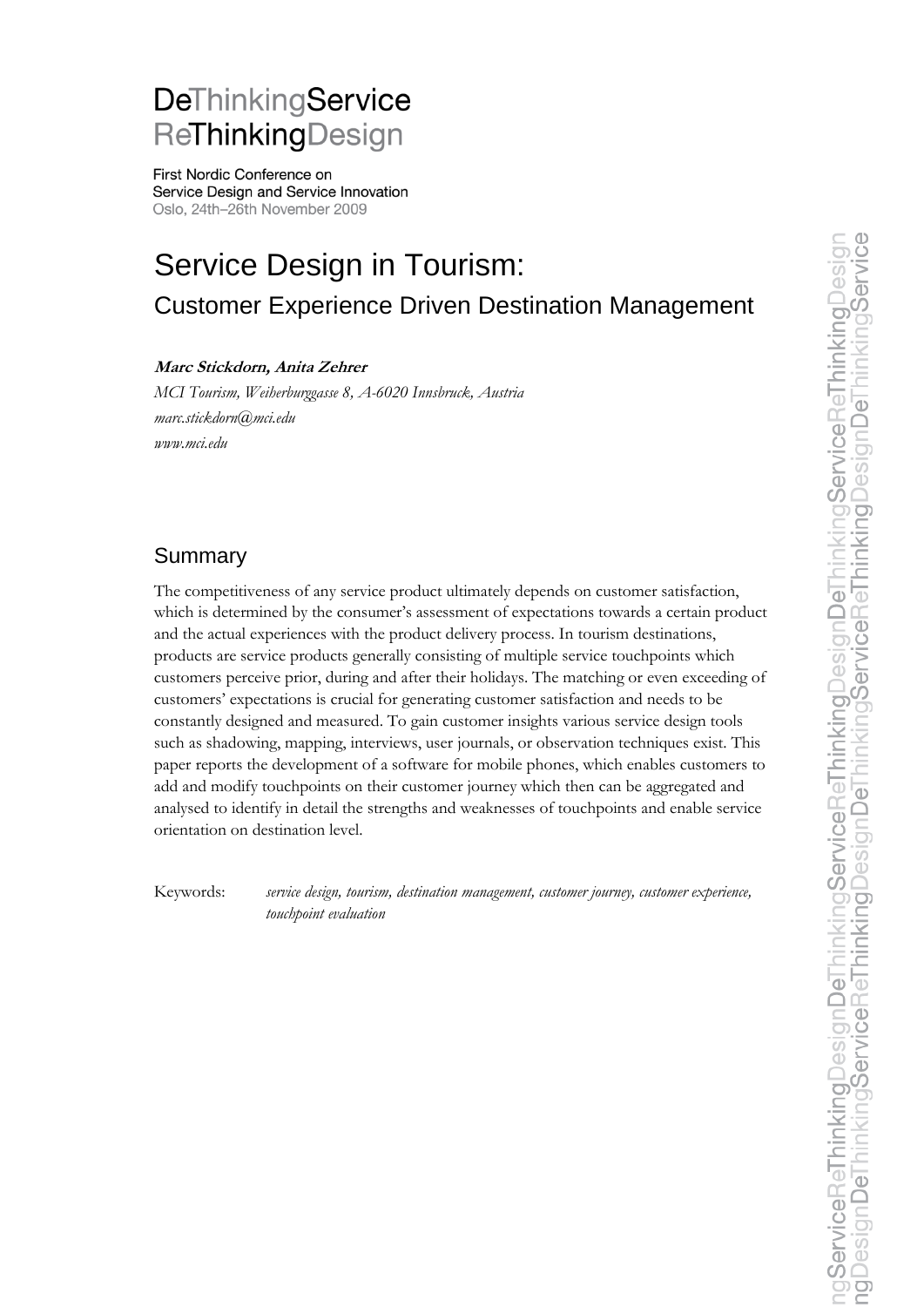DeThinkingService
ReThinkingDesign

First Nordic Conference on
Service Design and Service Innovation
Oslo, 24th–26th November 2009

# Service Design in Tourism:

## Customer Experience Driven Destination Management

***Marc Stickdorn, Anita Zehrer***

*MCI Tourism, Weiherburggasse 8, A-6020 Innsbruck, Austria*
*marc.stickdorn@mci.edu*
*www.mci.edu*

## Summary

The competitiveness of any service product ultimately depends on customer satisfaction, which is determined by the consumer's assessment of expectations towards a certain product and the actual experiences with the product delivery process. In tourism destinations, products are service products generally consisting of multiple service touchpoints which customers perceive prior, during and after their holidays. The matching or even exceeding of customers' expectations is crucial for generating customer satisfaction and needs to be constantly designed and measured. To gain customer insights various service design tools such as shadowing, mapping, interviews, user journals, or observation techniques exist. This paper reports the development of a software for mobile phones, which enables customers to add and modify touchpoints on their customer journey which then can be aggregated and analysed to identify in detail the strengths and weaknesses of touchpoints and enable service orientation on destination level.

Keywords: *service design, tourism, destination management, customer journey, customer experience, touchpoint evaluation*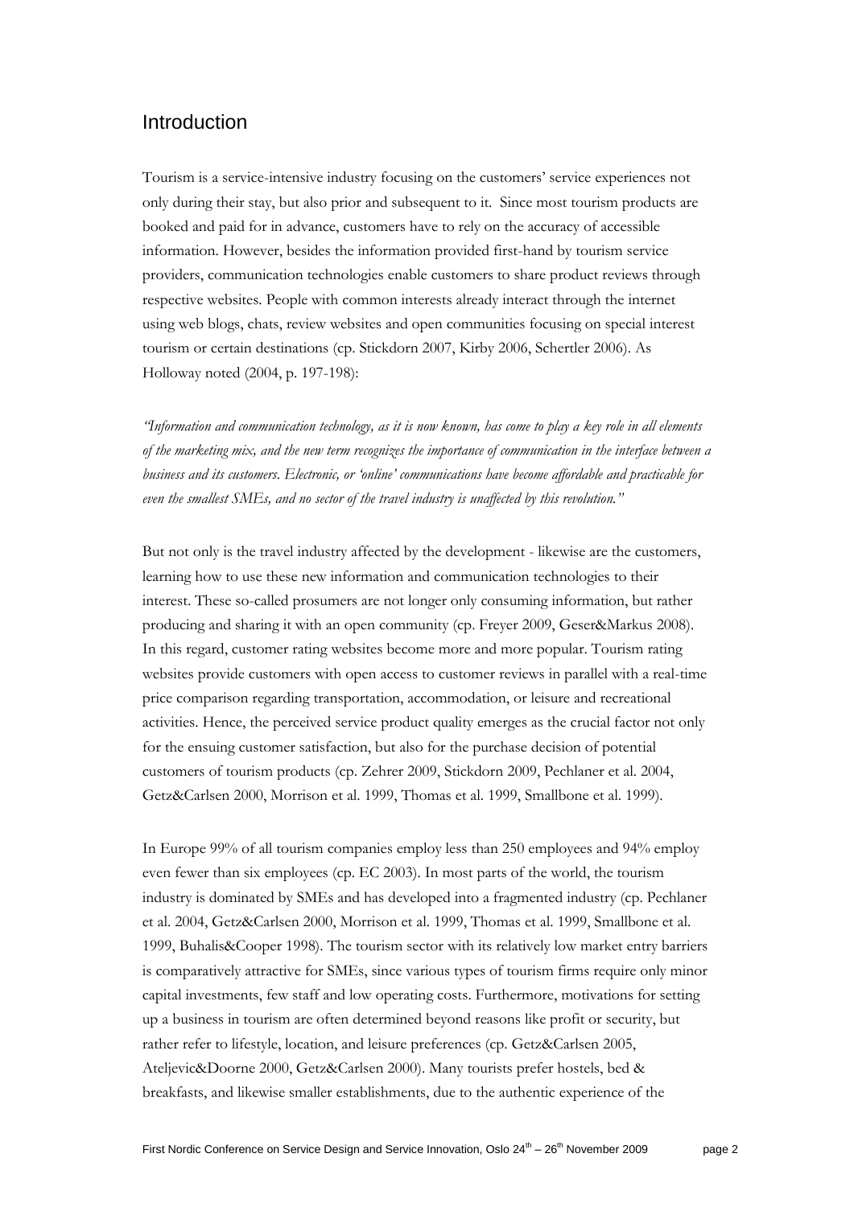## Introduction

Tourism is a service-intensive industry focusing on the customers' service experiences not only during their stay, but also prior and subsequent to it. Since most tourism products are booked and paid for in advance, customers have to rely on the accuracy of accessible information. However, besides the information provided first-hand by tourism service providers, communication technologies enable customers to share product reviews through respective websites. People with common interests already interact through the internet using web blogs, chats, review websites and open communities focusing on special interest tourism or certain destinations (cp. Stickdorn 2007, Kirby 2006, Schertler 2006). As Holloway noted (2004, p. 197-198):

*"Information and communication technology, as it is now known, has come to play a key role in all elements of the marketing mix, and the new term recognizes the importance of communication in the interface between a business and its customers. Electronic, or 'online' communications have become affordable and practicable for even the smallest SMEs, and no sector of the travel industry is unaffected by this revolution."*

But not only is the travel industry affected by the development - likewise are the customers, learning how to use these new information and communication technologies to their interest. These so-called prosumers are not longer only consuming information, but rather producing and sharing it with an open community (cp. Freyer 2009, Geser&Markus 2008). In this regard, customer rating websites become more and more popular. Tourism rating websites provide customers with open access to customer reviews in parallel with a real-time price comparison regarding transportation, accommodation, or leisure and recreational activities. Hence, the perceived service product quality emerges as the crucial factor not only for the ensuing customer satisfaction, but also for the purchase decision of potential customers of tourism products (cp. Zehrer 2009, Stickdorn 2009, Pechlaner et al. 2004, Getz&Carlsen 2000, Morrison et al. 1999, Thomas et al. 1999, Smallbone et al. 1999).

In Europe 99% of all tourism companies employ less than 250 employees and 94% employ even fewer than six employees (cp. EC 2003). In most parts of the world, the tourism industry is dominated by SMEs and has developed into a fragmented industry (cp. Pechlaner et al. 2004, Getz&Carlsen 2000, Morrison et al. 1999, Thomas et al. 1999, Smallbone et al. 1999, Buhalis&Cooper 1998). The tourism sector with its relatively low market entry barriers is comparatively attractive for SMEs, since various types of tourism firms require only minor capital investments, few staff and low operating costs. Furthermore, motivations for setting up a business in tourism are often determined beyond reasons like profit or security, but rather refer to lifestyle, location, and leisure preferences (cp. Getz&Carlsen 2005, Ateljevic&Doorne 2000, Getz&Carlsen 2000). Many tourists prefer hostels, bed & breakfasts, and likewise smaller establishments, due to the authentic experience of the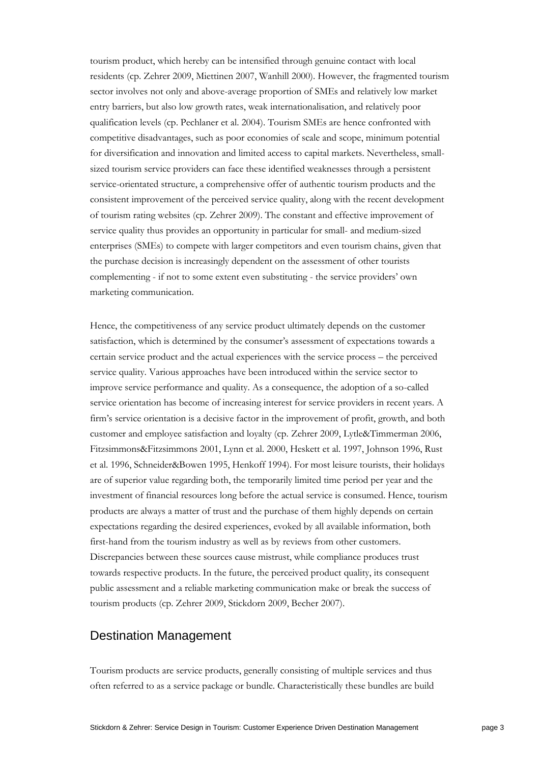tourism product, which hereby can be intensified through genuine contact with local residents (cp. Zehrer 2009, Miettinen 2007, Wanhill 2000). However, the fragmented tourism sector involves not only and above-average proportion of SMEs and relatively low market entry barriers, but also low growth rates, weak internationalisation, and relatively poor qualification levels (cp. Pechlaner et al. 2004). Tourism SMEs are hence confronted with competitive disadvantages, such as poor economies of scale and scope, minimum potential for diversification and innovation and limited access to capital markets. Nevertheless, small-sized tourism service providers can face these identified weaknesses through a persistent service-orientated structure, a comprehensive offer of authentic tourism products and the consistent improvement of the perceived service quality, along with the recent development of tourism rating websites (cp. Zehrer 2009). The constant and effective improvement of service quality thus provides an opportunity in particular for small- and medium-sized enterprises (SMEs) to compete with larger competitors and even tourism chains, given that the purchase decision is increasingly dependent on the assessment of other tourists complementing - if not to some extent even substituting - the service providers' own marketing communication.

Hence, the competitiveness of any service product ultimately depends on the customer satisfaction, which is determined by the consumer's assessment of expectations towards a certain service product and the actual experiences with the service process – the perceived service quality. Various approaches have been introduced within the service sector to improve service performance and quality. As a consequence, the adoption of a so-called service orientation has become of increasing interest for service providers in recent years. A firm's service orientation is a decisive factor in the improvement of profit, growth, and both customer and employee satisfaction and loyalty (cp. Zehrer 2009, Lytle&Timmerman 2006, Fitzsimmons&Fitzsimmons 2001, Lynn et al. 2000, Heskett et al. 1997, Johnson 1996, Rust et al. 1996, Schneider&Bowen 1995, Henkoff 1994). For most leisure tourists, their holidays are of superior value regarding both, the temporarily limited time period per year and the investment of financial resources long before the actual service is consumed. Hence, tourism products are always a matter of trust and the purchase of them highly depends on certain expectations regarding the desired experiences, evoked by all available information, both first-hand from the tourism industry as well as by reviews from other customers. Discrepancies between these sources cause mistrust, while compliance produces trust towards respective products. In the future, the perceived product quality, its consequent public assessment and a reliable marketing communication make or break the success of tourism products (cp. Zehrer 2009, Stickdorn 2009, Becher 2007).

## Destination Management

Tourism products are service products, generally consisting of multiple services and thus often referred to as a service package or bundle. Characteristically these bundles are build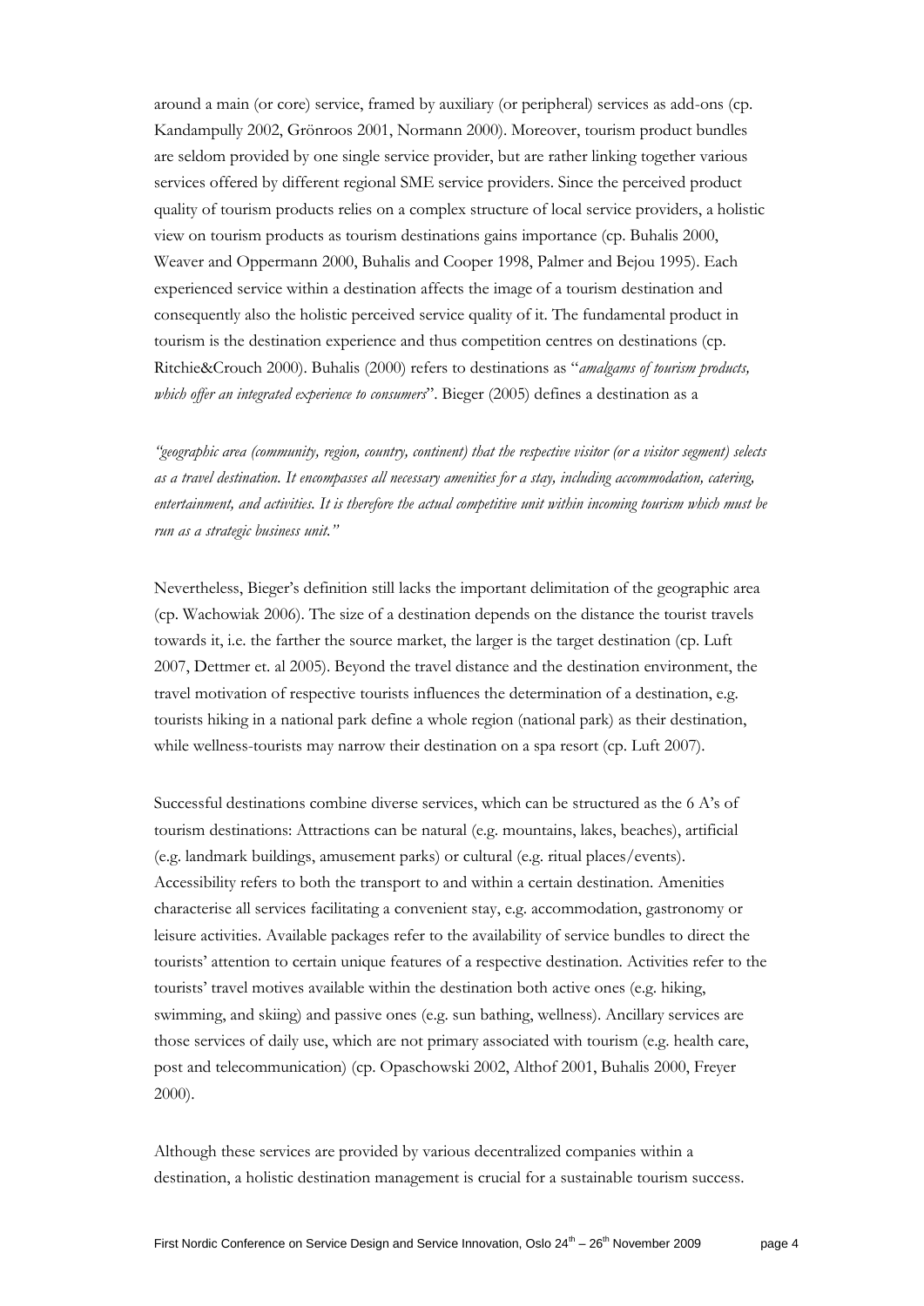around a main (or core) service, framed by auxiliary (or peripheral) services as add-ons (cp. Kandampully 2002, Grönroos 2001, Normann 2000). Moreover, tourism product bundles are seldom provided by one single service provider, but are rather linking together various services offered by different regional SME service providers. Since the perceived product quality of tourism products relies on a complex structure of local service providers, a holistic view on tourism products as tourism destinations gains importance (cp. Buhalis 2000, Weaver and Oppermann 2000, Buhalis and Cooper 1998, Palmer and Bejou 1995). Each experienced service within a destination affects the image of a tourism destination and consequently also the holistic perceived service quality of it. The fundamental product in tourism is the destination experience and thus competition centres on destinations (cp. Ritchie&Crouch 2000). Buhalis (2000) refers to destinations as "*amalgams of tourism products, which offer an integrated experience to consumers*". Bieger (2005) defines a destination as a

*"geographic area (community, region, country, continent) that the respective visitor (or a visitor segment) selects as a travel destination. It encompasses all necessary amenities for a stay, including accommodation, catering, entertainment, and activities. It is therefore the actual competitive unit within incoming tourism which must be run as a strategic business unit."*

Nevertheless, Bieger's definition still lacks the important delimitation of the geographic area (cp. Wachowiak 2006). The size of a destination depends on the distance the tourist travels towards it, i.e. the farther the source market, the larger is the target destination (cp. Luft 2007, Dettmer et. al 2005). Beyond the travel distance and the destination environment, the travel motivation of respective tourists influences the determination of a destination, e.g. tourists hiking in a national park define a whole region (national park) as their destination, while wellness-tourists may narrow their destination on a spa resort (cp. Luft 2007).

Successful destinations combine diverse services, which can be structured as the 6 A's of tourism destinations: Attractions can be natural (e.g. mountains, lakes, beaches), artificial (e.g. landmark buildings, amusement parks) or cultural (e.g. ritual places/events). Accessibility refers to both the transport to and within a certain destination. Amenities characterise all services facilitating a convenient stay, e.g. accommodation, gastronomy or leisure activities. Available packages refer to the availability of service bundles to direct the tourists' attention to certain unique features of a respective destination. Activities refer to the tourists' travel motives available within the destination both active ones (e.g. hiking, swimming, and skiing) and passive ones (e.g. sun bathing, wellness). Ancillary services are those services of daily use, which are not primary associated with tourism (e.g. health care, post and telecommunication) (cp. Opaschowski 2002, Althof 2001, Buhalis 2000, Freyer 2000).

Although these services are provided by various decentralized companies within a destination, a holistic destination management is crucial for a sustainable tourism success.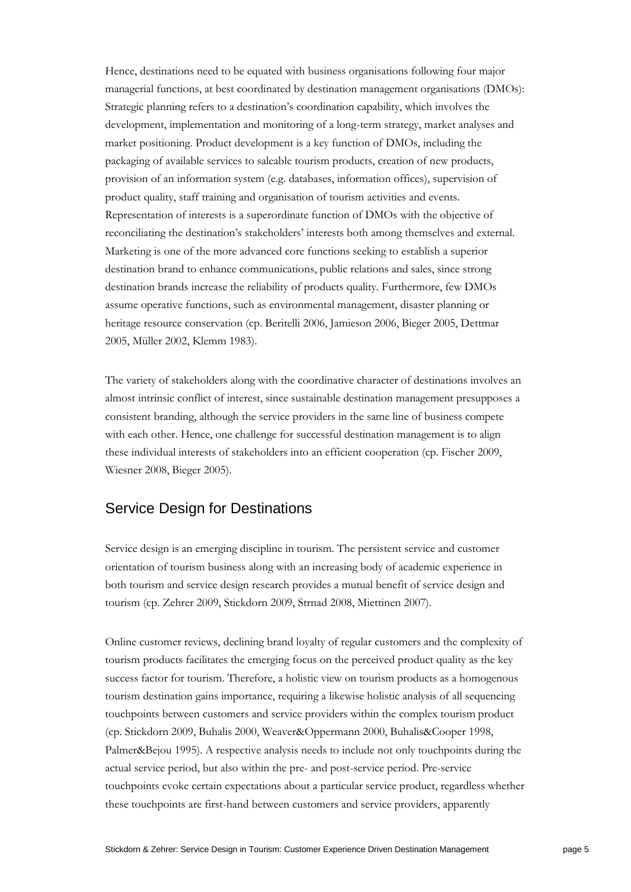Hence, destinations need to be equated with business organisations following four major managerial functions, at best coordinated by destination management organisations (DMOs): Strategic planning refers to a destination's coordination capability, which involves the development, implementation and monitoring of a long-term strategy, market analyses and market positioning. Product development is a key function of DMOs, including the packaging of available services to saleable tourism products, creation of new products, provision of an information system (e.g. databases, information offices), supervision of product quality, staff training and organisation of tourism activities and events. Representation of interests is a superordinate function of DMOs with the objective of reconciliating the destination's stakeholders' interests both among themselves and external. Marketing is one of the more advanced core functions seeking to establish a superior destination brand to enhance communications, public relations and sales, since strong destination brands increase the reliability of products quality. Furthermore, few DMOs assume operative functions, such as environmental management, disaster planning or heritage resource conservation (cp. Beritelli 2006, Jamieson 2006, Bieger 2005, Dettmar 2005, Müller 2002, Klemm 1983).

The variety of stakeholders along with the coordinative character of destinations involves an almost intrinsic conflict of interest, since sustainable destination management presupposes a consistent branding, although the service providers in the same line of business compete with each other. Hence, one challenge for successful destination management is to align these individual interests of stakeholders into an efficient cooperation (cp. Fischer 2009, Wiesner 2008, Bieger 2005).

## Service Design for Destinations

Service design is an emerging discipline in tourism. The persistent service and customer orientation of tourism business along with an increasing body of academic experience in both tourism and service design research provides a mutual benefit of service design and tourism (cp. Zehrer 2009, Stickdorn 2009, Strnad 2008, Miettinen 2007).

Online customer reviews, declining brand loyalty of regular customers and the complexity of tourism products facilitates the emerging focus on the perceived product quality as the key success factor for tourism. Therefore, a holistic view on tourism products as a homogenous tourism destination gains importance, requiring a likewise holistic analysis of all sequencing touchpoints between customers and service providers within the complex tourism product (cp. Stickdorn 2009, Buhalis 2000, Weaver&Oppermann 2000, Buhalis&Cooper 1998, Palmer&Bejou 1995). A respective analysis needs to include not only touchpoints during the actual service period, but also within the pre- and post-service period. Pre-service touchpoints evoke certain expectations about a particular service product, regardless whether these touchpoints are first-hand between customers and service providers, apparently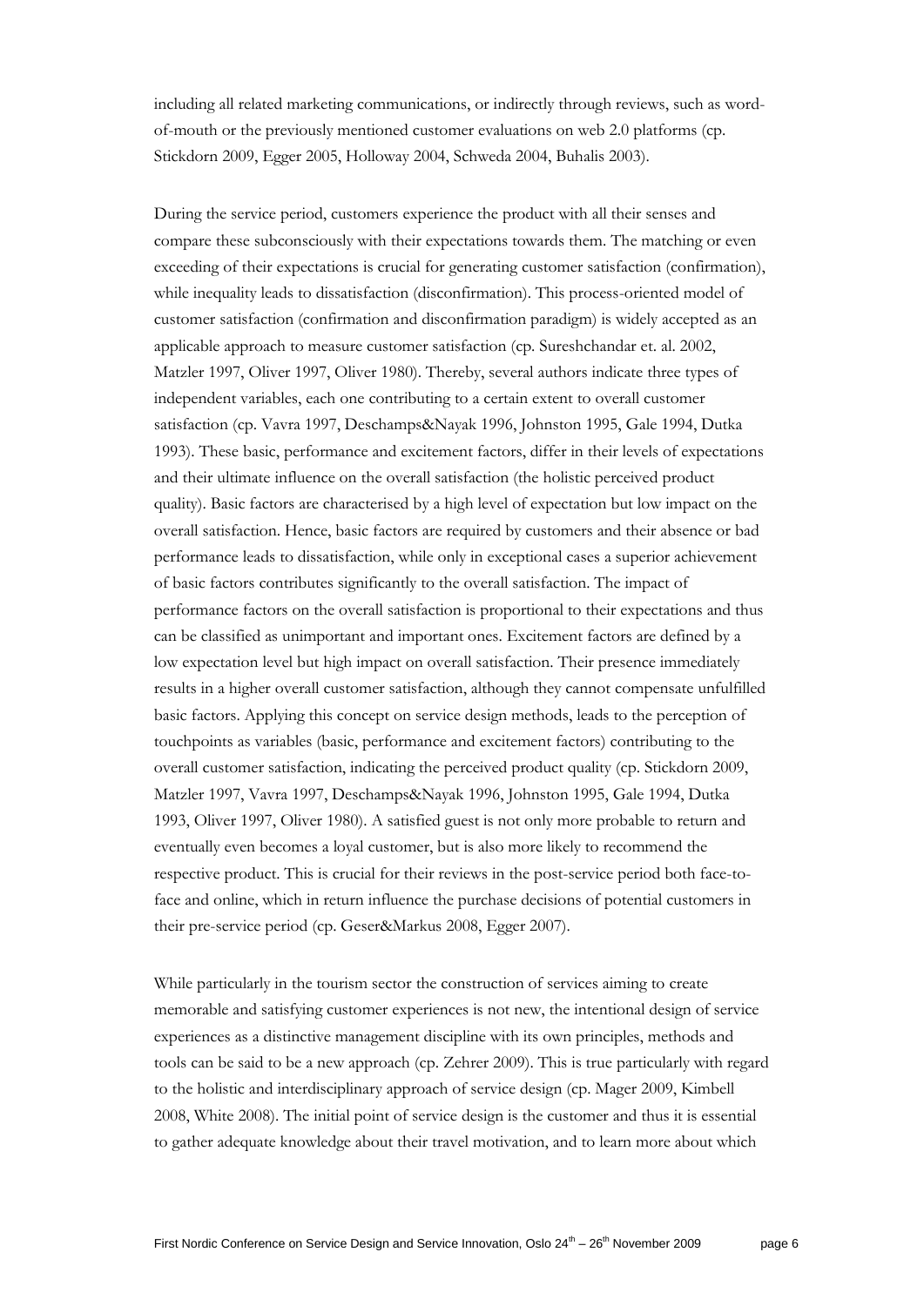including all related marketing communications, or indirectly through reviews, such as word-of-mouth or the previously mentioned customer evaluations on web 2.0 platforms (cp. Stickdorn 2009, Egger 2005, Holloway 2004, Schweda 2004, Buhalis 2003).

During the service period, customers experience the product with all their senses and compare these subconsciously with their expectations towards them. The matching or even exceeding of their expectations is crucial for generating customer satisfaction (confirmation), while inequality leads to dissatisfaction (disconfirmation). This process-oriented model of customer satisfaction (confirmation and disconfirmation paradigm) is widely accepted as an applicable approach to measure customer satisfaction (cp. Sureshchandar et. al. 2002, Matzler 1997, Oliver 1997, Oliver 1980). Thereby, several authors indicate three types of independent variables, each one contributing to a certain extent to overall customer satisfaction (cp. Vavra 1997, Deschamps&Nayak 1996, Johnston 1995, Gale 1994, Dutka 1993). These basic, performance and excitement factors, differ in their levels of expectations and their ultimate influence on the overall satisfaction (the holistic perceived product quality). Basic factors are characterised by a high level of expectation but low impact on the overall satisfaction. Hence, basic factors are required by customers and their absence or bad performance leads to dissatisfaction, while only in exceptional cases a superior achievement of basic factors contributes significantly to the overall satisfaction. The impact of performance factors on the overall satisfaction is proportional to their expectations and thus can be classified as unimportant and important ones. Excitement factors are defined by a low expectation level but high impact on overall satisfaction. Their presence immediately results in a higher overall customer satisfaction, although they cannot compensate unfulfilled basic factors. Applying this concept on service design methods, leads to the perception of touchpoints as variables (basic, performance and excitement factors) contributing to the overall customer satisfaction, indicating the perceived product quality (cp. Stickdorn 2009, Matzler 1997, Vavra 1997, Deschamps&Nayak 1996, Johnston 1995, Gale 1994, Dutka 1993, Oliver 1997, Oliver 1980). A satisfied guest is not only more probable to return and eventually even becomes a loyal customer, but is also more likely to recommend the respective product. This is crucial for their reviews in the post-service period both face-to-face and online, which in return influence the purchase decisions of potential customers in their pre-service period (cp. Geser&Markus 2008, Egger 2007).

While particularly in the tourism sector the construction of services aiming to create memorable and satisfying customer experiences is not new, the intentional design of service experiences as a distinctive management discipline with its own principles, methods and tools can be said to be a new approach (cp. Zehrer 2009). This is true particularly with regard to the holistic and interdisciplinary approach of service design (cp. Mager 2009, Kimbell 2008, White 2008). The initial point of service design is the customer and thus it is essential to gather adequate knowledge about their travel motivation, and to learn more about which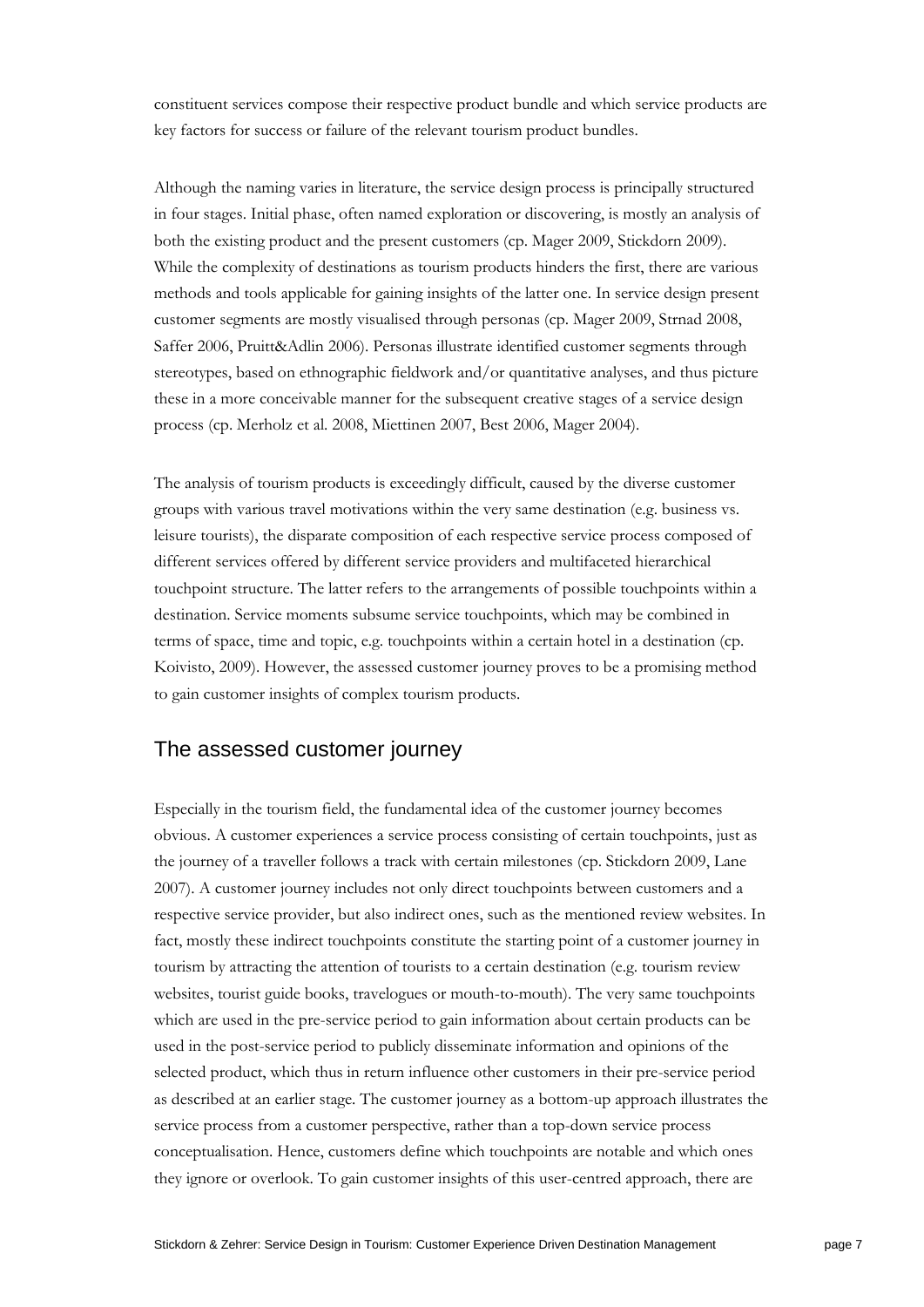constituent services compose their respective product bundle and which service products are key factors for success or failure of the relevant tourism product bundles.

Although the naming varies in literature, the service design process is principally structured in four stages. Initial phase, often named exploration or discovering, is mostly an analysis of both the existing product and the present customers (cp. Mager 2009, Stickdorn 2009). While the complexity of destinations as tourism products hinders the first, there are various methods and tools applicable for gaining insights of the latter one. In service design present customer segments are mostly visualised through personas (cp. Mager 2009, Strnad 2008, Saffer 2006, Pruitt&Adlin 2006). Personas illustrate identified customer segments through stereotypes, based on ethnographic fieldwork and/or quantitative analyses, and thus picture these in a more conceivable manner for the subsequent creative stages of a service design process (cp. Merholz et al. 2008, Miettinen 2007, Best 2006, Mager 2004).

The analysis of tourism products is exceedingly difficult, caused by the diverse customer groups with various travel motivations within the very same destination (e.g. business vs. leisure tourists), the disparate composition of each respective service process composed of different services offered by different service providers and multifaceted hierarchical touchpoint structure. The latter refers to the arrangements of possible touchpoints within a destination. Service moments subsume service touchpoints, which may be combined in terms of space, time and topic, e.g. touchpoints within a certain hotel in a destination (cp. Koivisto, 2009). However, the assessed customer journey proves to be a promising method to gain customer insights of complex tourism products.

## The assessed customer journey

Especially in the tourism field, the fundamental idea of the customer journey becomes obvious. A customer experiences a service process consisting of certain touchpoints, just as the journey of a traveller follows a track with certain milestones (cp. Stickdorn 2009, Lane 2007). A customer journey includes not only direct touchpoints between customers and a respective service provider, but also indirect ones, such as the mentioned review websites. In fact, mostly these indirect touchpoints constitute the starting point of a customer journey in tourism by attracting the attention of tourists to a certain destination (e.g. tourism review websites, tourist guide books, travelogues or mouth-to-mouth). The very same touchpoints which are used in the pre-service period to gain information about certain products can be used in the post-service period to publicly disseminate information and opinions of the selected product, which thus in return influence other customers in their pre-service period as described at an earlier stage. The customer journey as a bottom-up approach illustrates the service process from a customer perspective, rather than a top-down service process conceptualisation. Hence, customers define which touchpoints are notable and which ones they ignore or overlook. To gain customer insights of this user-centred approach, there are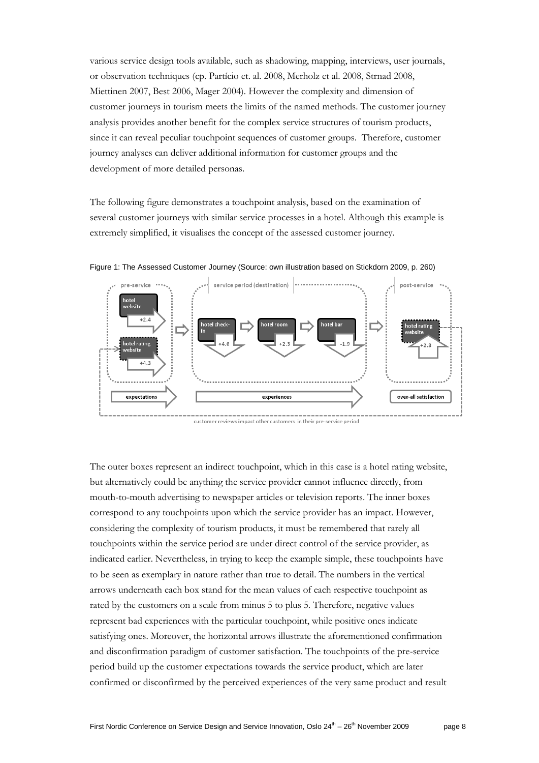various service design tools available, such as shadowing, mapping, interviews, user journals, or observation techniques (cp. Partício et. al. 2008, Merholz et al. 2008, Strnad 2008, Miettinen 2007, Best 2006, Mager 2004). However the complexity and dimension of customer journeys in tourism meets the limits of the named methods. The customer journey analysis provides another benefit for the complex service structures of tourism products, since it can reveal peculiar touchpoint sequences of customer groups. Therefore, customer journey analyses can deliver additional information for customer groups and the development of more detailed personas.

The following figure demonstrates a touchpoint analysis, based on the examination of several customer journeys with similar service processes in a hotel. Although this example is extremely simplified, it visualises the concept of the assessed customer journey.

Figure 1: The Assessed Customer Journey (Source: own illustration based on Stickdorn 2009, p. 260)

The outer boxes represent an indirect touchpoint, which in this case is a hotel rating website, but alternatively could be anything the service provider cannot influence directly, from mouth-to-mouth advertising to newspaper articles or television reports. The inner boxes correspond to any touchpoints upon which the service provider has an impact. However, considering the complexity of tourism products, it must be remembered that rarely all touchpoints within the service period are under direct control of the service provider, as indicated earlier. Nevertheless, in trying to keep the example simple, these touchpoints have to be seen as exemplary in nature rather than true to detail. The numbers in the vertical arrows underneath each box stand for the mean values of each respective touchpoint as rated by the customers on a scale from minus 5 to plus 5. Therefore, negative values represent bad experiences with the particular touchpoint, while positive ones indicate satisfying ones. Moreover, the horizontal arrows illustrate the aforementioned confirmation and disconfirmation paradigm of customer satisfaction. The touchpoints of the pre-service period build up the customer expectations towards the service product, which are later confirmed or disconfirmed by the perceived experiences of the very same product and result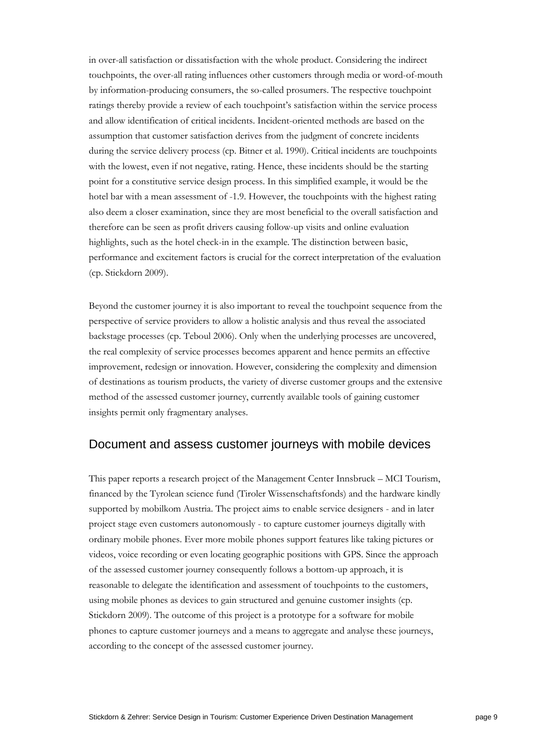in over-all satisfaction or dissatisfaction with the whole product. Considering the indirect touchpoints, the over-all rating influences other customers through media or word-of-mouth by information-producing consumers, the so-called prosumers. The respective touchpoint ratings thereby provide a review of each touchpoint's satisfaction within the service process and allow identification of critical incidents. Incident-oriented methods are based on the assumption that customer satisfaction derives from the judgment of concrete incidents during the service delivery process (cp. Bitner et al. 1990). Critical incidents are touchpoints with the lowest, even if not negative, rating. Hence, these incidents should be the starting point for a constitutive service design process. In this simplified example, it would be the hotel bar with a mean assessment of -1.9. However, the touchpoints with the highest rating also deem a closer examination, since they are most beneficial to the overall satisfaction and therefore can be seen as profit drivers causing follow-up visits and online evaluation highlights, such as the hotel check-in in the example. The distinction between basic, performance and excitement factors is crucial for the correct interpretation of the evaluation (cp. Stickdorn 2009).

Beyond the customer journey it is also important to reveal the touchpoint sequence from the perspective of service providers to allow a holistic analysis and thus reveal the associated backstage processes (cp. Teboul 2006). Only when the underlying processes are uncovered, the real complexity of service processes becomes apparent and hence permits an effective improvement, redesign or innovation. However, considering the complexity and dimension of destinations as tourism products, the variety of diverse customer groups and the extensive method of the assessed customer journey, currently available tools of gaining customer insights permit only fragmentary analyses.

## Document and assess customer journeys with mobile devices

This paper reports a research project of the Management Center Innsbruck – MCI Tourism, financed by the Tyrolean science fund (Tiroler Wissenschaftsfonds) and the hardware kindly supported by mobilkom Austria. The project aims to enable service designers - and in later project stage even customers autonomously - to capture customer journeys digitally with ordinary mobile phones. Ever more mobile phones support features like taking pictures or videos, voice recording or even locating geographic positions with GPS. Since the approach of the assessed customer journey consequently follows a bottom-up approach, it is reasonable to delegate the identification and assessment of touchpoints to the customers, using mobile phones as devices to gain structured and genuine customer insights (cp. Stickdorn 2009). The outcome of this project is a prototype for a software for mobile phones to capture customer journeys and a means to aggregate and analyse these journeys, according to the concept of the assessed customer journey.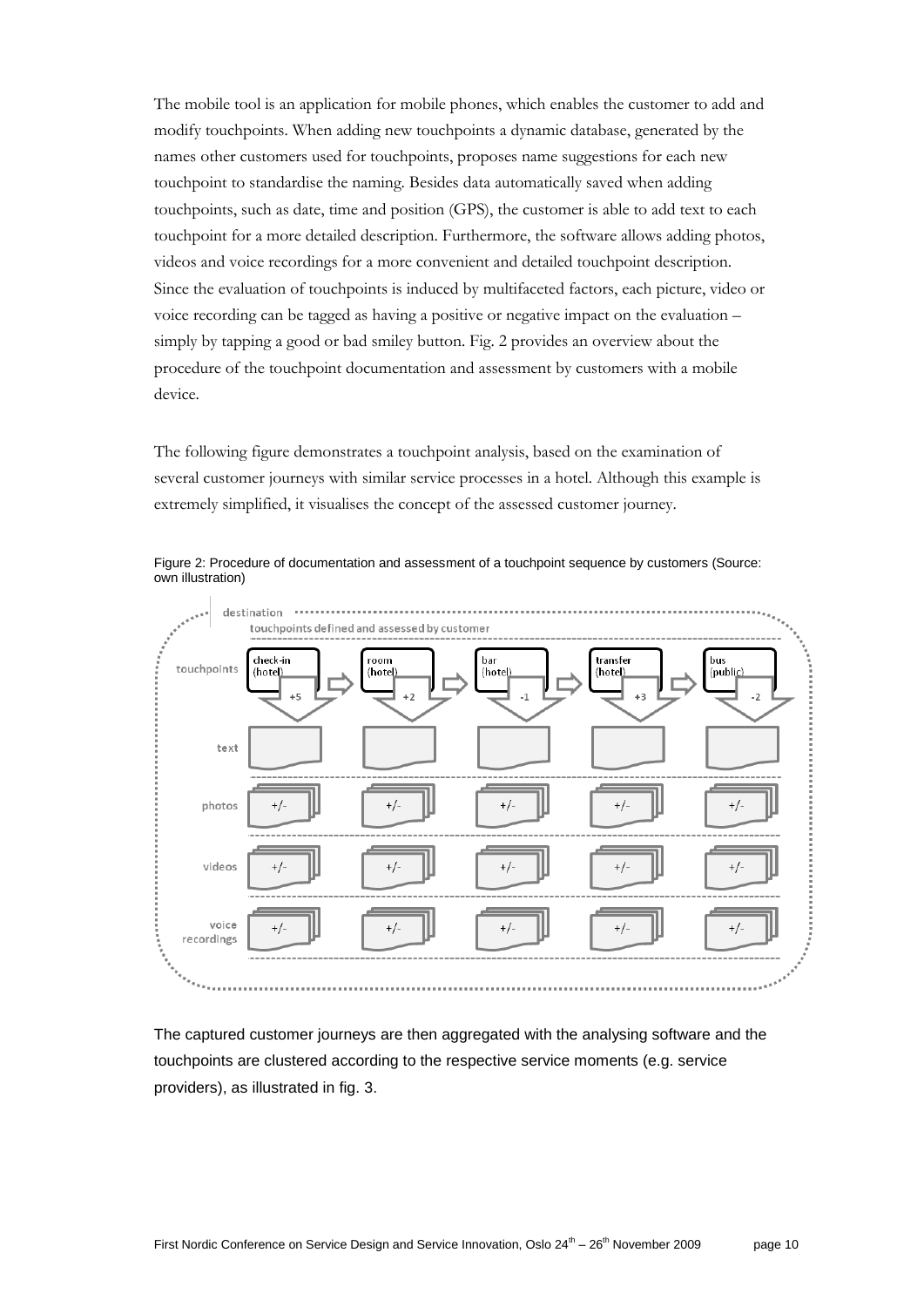The mobile tool is an application for mobile phones, which enables the customer to add and modify touchpoints. When adding new touchpoints a dynamic database, generated by the names other customers used for touchpoints, proposes name suggestions for each new touchpoint to standardise the naming. Besides data automatically saved when adding touchpoints, such as date, time and position (GPS), the customer is able to add text to each touchpoint for a more detailed description. Furthermore, the software allows adding photos, videos and voice recordings for a more convenient and detailed touchpoint description. Since the evaluation of touchpoints is induced by multifaceted factors, each picture, video or voice recording can be tagged as having a positive or negative impact on the evaluation – simply by tapping a good or bad smiley button. Fig. 2 provides an overview about the procedure of the touchpoint documentation and assessment by customers with a mobile device.

The following figure demonstrates a touchpoint analysis, based on the examination of several customer journeys with similar service processes in a hotel. Although this example is extremely simplified, it visualises the concept of the assessed customer journey.

Figure 2: Procedure of documentation and assessment of a touchpoint sequence by customers (Source: own illustration)

| destination | | | | | |
|---|---|---|---|---|---|
| | touchpoints defined and assessed by customer | | | | |
| touchpoints | check-in (hotel) +5 | room (hotel) +2 | bar (hotel) -1 | transfer (hotel) +3 | bus (public) -2 |
| text | | | | | |
| photos | +/- | +/- | +/- | +/- | +/- |
| videos | +/- | +/- | +/- | +/- | +/- |
| voice recordings | +/- | +/- | +/- | +/- | +/- |

The captured customer journeys are then aggregated with the analysing software and the touchpoints are clustered according to the respective service moments (e.g. service providers), as illustrated in fig. 3.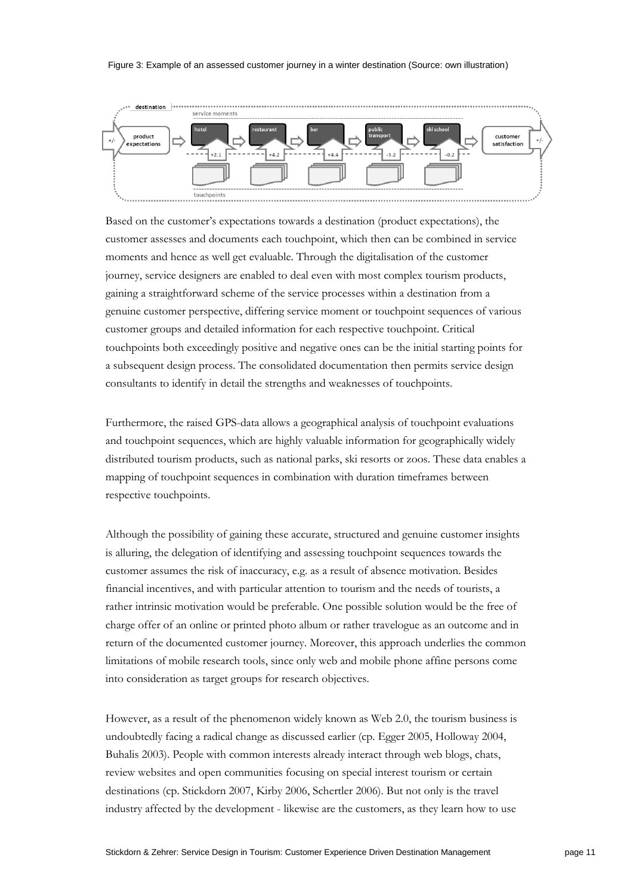Figure 3: Example of an assessed customer journey in a winter destination (Source: own illustration)

Based on the customer's expectations towards a destination (product expectations), the customer assesses and documents each touchpoint, which then can be combined in service moments and hence as well get evaluable. Through the digitalisation of the customer journey, service designers are enabled to deal even with most complex tourism products, gaining a straightforward scheme of the service processes within a destination from a genuine customer perspective, differing service moment or touchpoint sequences of various customer groups and detailed information for each respective touchpoint. Critical touchpoints both exceedingly positive and negative ones can be the initial starting points for a subsequent design process. The consolidated documentation then permits service design consultants to identify in detail the strengths and weaknesses of touchpoints.

Furthermore, the raised GPS-data allows a geographical analysis of touchpoint evaluations and touchpoint sequences, which are highly valuable information for geographically widely distributed tourism products, such as national parks, ski resorts or zoos. These data enables a mapping of touchpoint sequences in combination with duration timeframes between respective touchpoints.

Although the possibility of gaining these accurate, structured and genuine customer insights is alluring, the delegation of identifying and assessing touchpoint sequences towards the customer assumes the risk of inaccuracy, e.g. as a result of absence motivation. Besides financial incentives, and with particular attention to tourism and the needs of tourists, a rather intrinsic motivation would be preferable. One possible solution would be the free of charge offer of an online or printed photo album or rather travelogue as an outcome and in return of the documented customer journey. Moreover, this approach underlies the common limitations of mobile research tools, since only web and mobile phone affine persons come into consideration as target groups for research objectives.

However, as a result of the phenomenon widely known as Web 2.0, the tourism business is undoubtedly facing a radical change as discussed earlier (cp. Egger 2005, Holloway 2004, Buhalis 2003). People with common interests already interact through web blogs, chats, review websites and open communities focusing on special interest tourism or certain destinations (cp. Stickdorn 2007, Kirby 2006, Schertler 2006). But not only is the travel industry affected by the development - likewise are the customers, as they learn how to use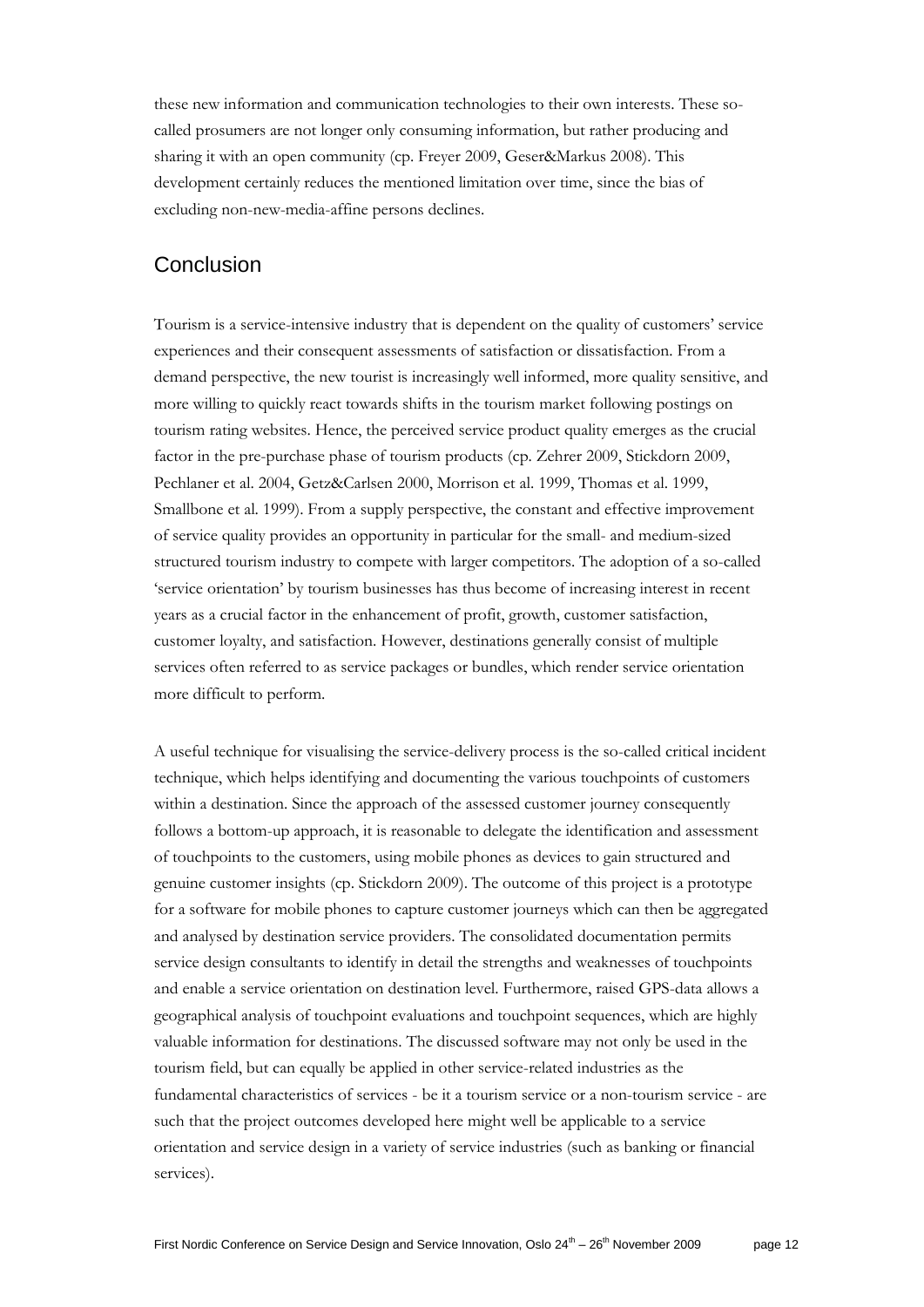these new information and communication technologies to their own interests. These so-called prosumers are not longer only consuming information, but rather producing and sharing it with an open community (cp. Freyer 2009, Geser&Markus 2008). This development certainly reduces the mentioned limitation over time, since the bias of excluding non-new-media-affine persons declines.

## Conclusion

Tourism is a service-intensive industry that is dependent on the quality of customers' service experiences and their consequent assessments of satisfaction or dissatisfaction. From a demand perspective, the new tourist is increasingly well informed, more quality sensitive, and more willing to quickly react towards shifts in the tourism market following postings on tourism rating websites. Hence, the perceived service product quality emerges as the crucial factor in the pre-purchase phase of tourism products (cp. Zehrer 2009, Stickdorn 2009, Pechlaner et al. 2004, Getz&Carlsen 2000, Morrison et al. 1999, Thomas et al. 1999, Smallbone et al. 1999). From a supply perspective, the constant and effective improvement of service quality provides an opportunity in particular for the small- and medium-sized structured tourism industry to compete with larger competitors. The adoption of a so-called 'service orientation' by tourism businesses has thus become of increasing interest in recent years as a crucial factor in the enhancement of profit, growth, customer satisfaction, customer loyalty, and satisfaction. However, destinations generally consist of multiple services often referred to as service packages or bundles, which render service orientation more difficult to perform.

A useful technique for visualising the service-delivery process is the so-called critical incident technique, which helps identifying and documenting the various touchpoints of customers within a destination. Since the approach of the assessed customer journey consequently follows a bottom-up approach, it is reasonable to delegate the identification and assessment of touchpoints to the customers, using mobile phones as devices to gain structured and genuine customer insights (cp. Stickdorn 2009). The outcome of this project is a prototype for a software for mobile phones to capture customer journeys which can then be aggregated and analysed by destination service providers. The consolidated documentation permits service design consultants to identify in detail the strengths and weaknesses of touchpoints and enable a service orientation on destination level. Furthermore, raised GPS-data allows a geographical analysis of touchpoint evaluations and touchpoint sequences, which are highly valuable information for destinations. The discussed software may not only be used in the tourism field, but can equally be applied in other service-related industries as the fundamental characteristics of services - be it a tourism service or a non-tourism service - are such that the project outcomes developed here might well be applicable to a service orientation and service design in a variety of service industries (such as banking or financial services).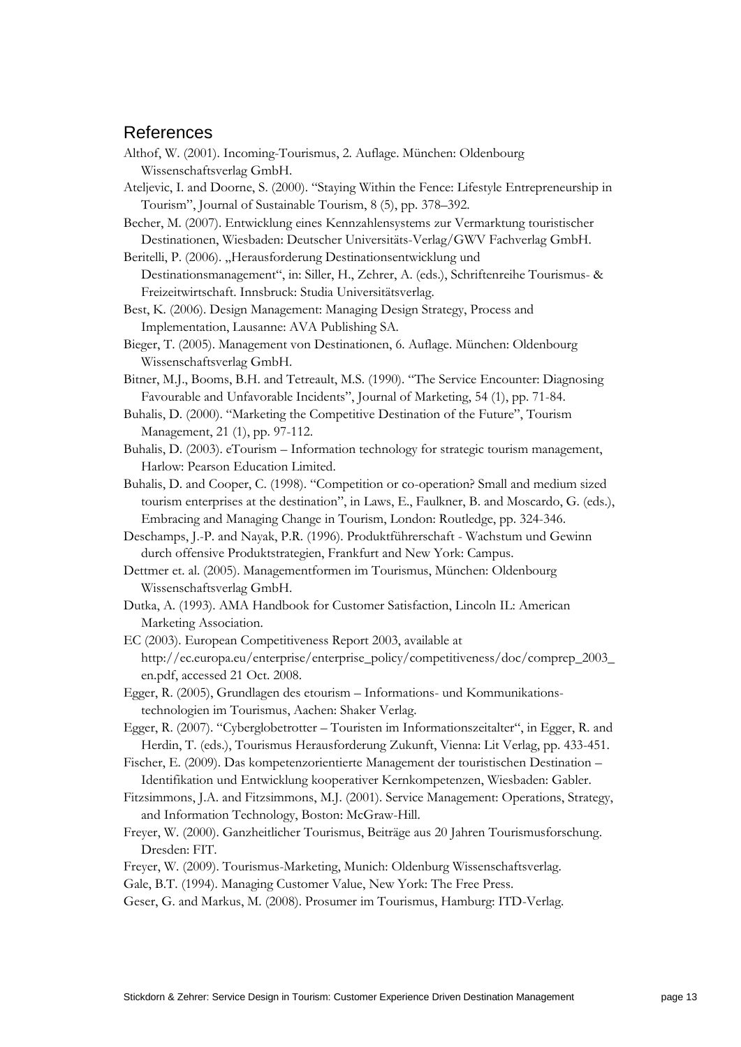## References

Althof, W. (2001). Incoming-Tourismus, 2. Auflage. München: Oldenbourg Wissenschaftsverlag GmbH.

Ateljevic, I. and Doorne, S. (2000). "Staying Within the Fence: Lifestyle Entrepreneurship in Tourism", Journal of Sustainable Tourism, 8 (5), pp. 378–392.

Becher, M. (2007). Entwicklung eines Kennzahlensystems zur Vermarktung touristischer Destinationen, Wiesbaden: Deutscher Universitäts-Verlag/GWV Fachverlag GmbH.

Beritelli, P. (2006). „Herausforderung Destinationsentwicklung und Destinationsmanagement", in: Siller, H., Zehrer, A. (eds.), Schriftenreihe Tourismus- & Freizeitwirtschaft. Innsbruck: Studia Universitätsverlag.

Best, K. (2006). Design Management: Managing Design Strategy, Process and Implementation, Lausanne: AVA Publishing SA.

Bieger, T. (2005). Management von Destinationen, 6. Auflage. München: Oldenbourg Wissenschaftsverlag GmbH.

Bitner, M.J., Booms, B.H. and Tetreault, M.S. (1990). "The Service Encounter: Diagnosing Favourable and Unfavorable Incidents", Journal of Marketing, 54 (1), pp. 71-84.

Buhalis, D. (2000). "Marketing the Competitive Destination of the Future", Tourism Management, 21 (1), pp. 97-112.

Buhalis, D. (2003). eTourism – Information technology for strategic tourism management, Harlow: Pearson Education Limited.

Buhalis, D. and Cooper, C. (1998). "Competition or co-operation? Small and medium sized tourism enterprises at the destination", in Laws, E., Faulkner, B. and Moscardo, G. (eds.), Embracing and Managing Change in Tourism, London: Routledge, pp. 324-346.

Deschamps, J.-P. and Nayak, P.R. (1996). Produktführerschaft - Wachstum und Gewinn durch offensive Produktstrategien, Frankfurt and New York: Campus.

Dettmer et. al. (2005). Managementformen im Tourismus, München: Oldenbourg Wissenschaftsverlag GmbH.

Dutka, A. (1993). AMA Handbook for Customer Satisfaction, Lincoln IL: American Marketing Association.

EC (2003). European Competitiveness Report 2003, available at http://ec.europa.eu/enterprise/enterprise_policy/competitiveness/doc/comprep_2003_en.pdf, accessed 21 Oct. 2008.

Egger, R. (2005), Grundlagen des etourism – Informations- und Kommunikations-technologien im Tourismus, Aachen: Shaker Verlag.

Egger, R. (2007). "Cyberglobetrotter – Touristen im Informationszeitalter", in Egger, R. and Herdin, T. (eds.), Tourismus Herausforderung Zukunft, Vienna: Lit Verlag, pp. 433-451.

Fischer, E. (2009). Das kompetenzorientierte Management der touristischen Destination – Identifikation und Entwicklung kooperativer Kernkompetenzen, Wiesbaden: Gabler.

Fitzsimmons, J.A. and Fitzsimmons, M.J. (2001). Service Management: Operations, Strategy, and Information Technology, Boston: McGraw-Hill.

Freyer, W. (2000). Ganzheitlicher Tourismus, Beiträge aus 20 Jahren Tourismusforschung. Dresden: FIT.

Freyer, W. (2009). Tourismus-Marketing, Munich: Oldenburg Wissenschaftsverlag.

Gale, B.T. (1994). Managing Customer Value, New York: The Free Press.

Geser, G. and Markus, M. (2008). Prosumer im Tourismus, Hamburg: ITD-Verlag.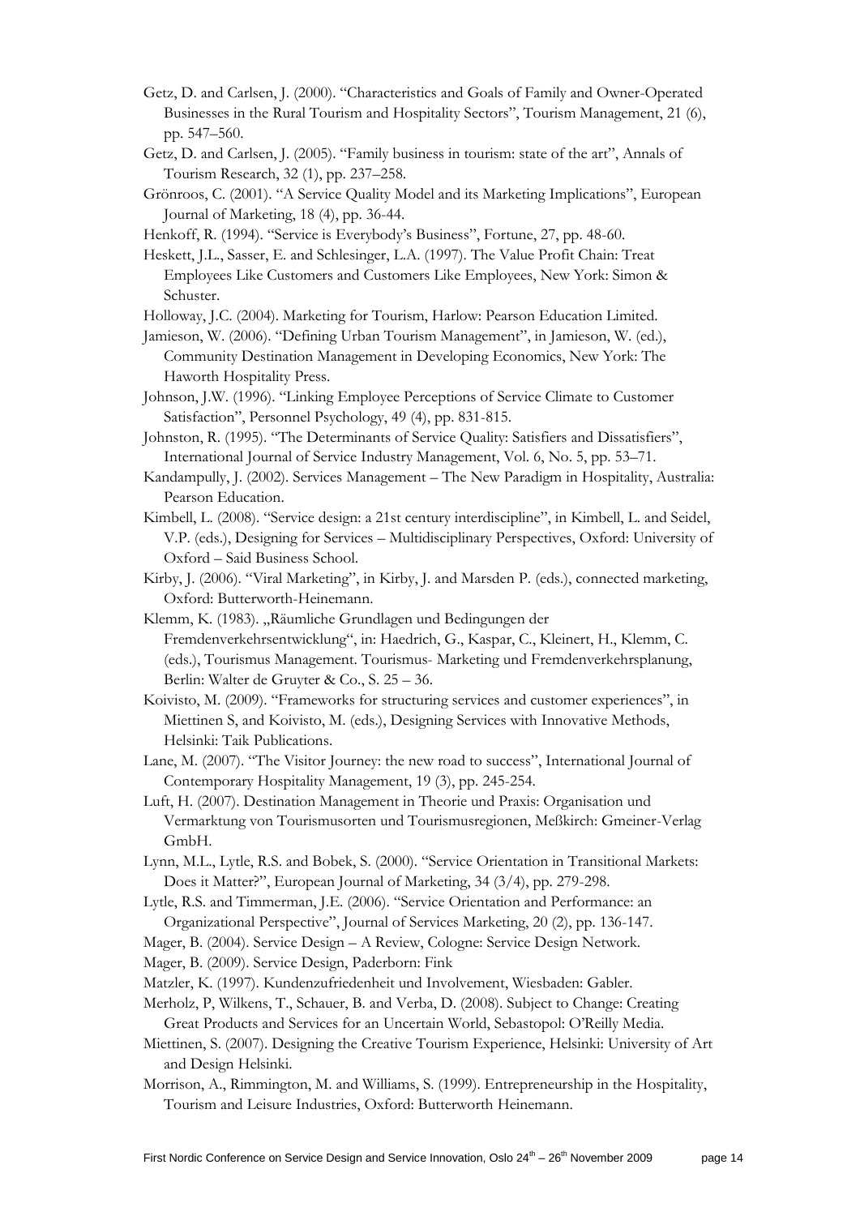Getz, D. and Carlsen, J. (2000). "Characteristics and Goals of Family and Owner-Operated Businesses in the Rural Tourism and Hospitality Sectors", Tourism Management, 21 (6), pp. 547–560.

Getz, D. and Carlsen, J. (2005). "Family business in tourism: state of the art", Annals of Tourism Research, 32 (1), pp. 237–258.

Grönroos, C. (2001). "A Service Quality Model and its Marketing Implications", European Journal of Marketing, 18 (4), pp. 36-44.

Henkoff, R. (1994). "Service is Everybody's Business", Fortune, 27, pp. 48-60.

Heskett, J.L., Sasser, E. and Schlesinger, L.A. (1997). The Value Profit Chain: Treat Employees Like Customers and Customers Like Employees, New York: Simon & Schuster.

Holloway, J.C. (2004). Marketing for Tourism, Harlow: Pearson Education Limited.

Jamieson, W. (2006). "Defining Urban Tourism Management", in Jamieson, W. (ed.), Community Destination Management in Developing Economics, New York: The Haworth Hospitality Press.

Johnson, J.W. (1996). "Linking Employee Perceptions of Service Climate to Customer Satisfaction", Personnel Psychology, 49 (4), pp. 831-815.

Johnston, R. (1995). "The Determinants of Service Quality: Satisfiers and Dissatisfiers", International Journal of Service Industry Management, Vol. 6, No. 5, pp. 53–71.

Kandampully, J. (2002). Services Management – The New Paradigm in Hospitality, Australia: Pearson Education.

Kimbell, L. (2008). "Service design: a 21st century interdiscipline", in Kimbell, L. and Seidel, V.P. (eds.), Designing for Services – Multidisciplinary Perspectives, Oxford: University of Oxford – Said Business School.

Kirby, J. (2006). "Viral Marketing", in Kirby, J. and Marsden P. (eds.), connected marketing, Oxford: Butterworth-Heinemann.

Klemm, K. (1983). „Räumliche Grundlagen und Bedingungen der Fremdenverkehrsentwicklung", in: Haedrich, G., Kaspar, C., Kleinert, H., Klemm, C. (eds.), Tourismus Management. Tourismus- Marketing und Fremdenverkehrsplanung, Berlin: Walter de Gruyter & Co., S. 25 – 36.

Koivisto, M. (2009). "Frameworks for structuring services and customer experiences", in Miettinen S, and Koivisto, M. (eds.), Designing Services with Innovative Methods, Helsinki: Taik Publications.

Lane, M. (2007). "The Visitor Journey: the new road to success", International Journal of Contemporary Hospitality Management, 19 (3), pp. 245-254.

Luft, H. (2007). Destination Management in Theorie und Praxis: Organisation und Vermarktung von Tourismusorten und Tourismusregionen, Meßkirch: Gmeiner-Verlag GmbH.

Lynn, M.L., Lytle, R.S. and Bobek, S. (2000). "Service Orientation in Transitional Markets: Does it Matter?", European Journal of Marketing, 34 (3/4), pp. 279-298.

Lytle, R.S. and Timmerman, J.E. (2006). "Service Orientation and Performance: an Organizational Perspective", Journal of Services Marketing, 20 (2), pp. 136-147.

Mager, B. (2004). Service Design – A Review, Cologne: Service Design Network.

Mager, B. (2009). Service Design, Paderborn: Fink

Matzler, K. (1997). Kundenzufriedenheit und Involvement, Wiesbaden: Gabler.

Merholz, P, Wilkens, T., Schauer, B. and Verba, D. (2008). Subject to Change: Creating Great Products and Services for an Uncertain World, Sebastopol: O'Reilly Media.

Miettinen, S. (2007). Designing the Creative Tourism Experience, Helsinki: University of Art and Design Helsinki.

Morrison, A., Rimmington, M. and Williams, S. (1999). Entrepreneurship in the Hospitality, Tourism and Leisure Industries, Oxford: Butterworth Heinemann.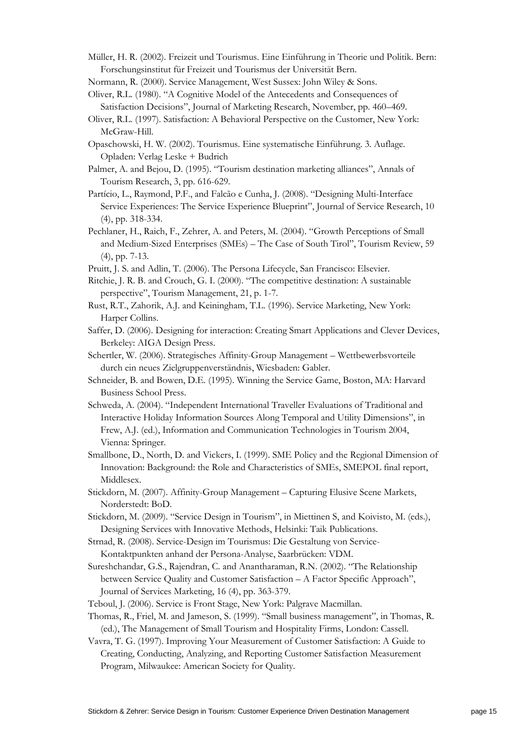Müller, H. R. (2002). Freizeit und Tourismus. Eine Einführung in Theorie und Politik. Bern: Forschungsinstitut für Freizeit und Tourismus der Universität Bern.

Normann, R. (2000). Service Management, West Sussex: John Wiley & Sons.

Oliver, R.L. (1980). "A Cognitive Model of the Antecedents and Consequences of Satisfaction Decisions", Journal of Marketing Research, November, pp. 460–469.

Oliver, R.L. (1997). Satisfaction: A Behavioral Perspective on the Customer, New York: McGraw-Hill.

Opaschowski, H. W. (2002). Tourismus. Eine systematische Einführung. 3. Auflage. Opladen: Verlag Leske + Budrich

Palmer, A. and Bejou, D. (1995). "Tourism destination marketing alliances", Annals of Tourism Research, 3, pp. 616-629.

Partício, L., Raymond, P.F., and Falcão e Cunha, J. (2008). "Designing Multi-Interface Service Experiences: The Service Experience Blueprint", Journal of Service Research, 10 (4), pp. 318-334.

Pechlaner, H., Raich, F., Zehrer, A. and Peters, M. (2004). "Growth Perceptions of Small and Medium-Sized Enterprises (SMEs) – The Case of South Tirol", Tourism Review, 59 (4), pp. 7-13.

Pruitt, J. S. and Adlin, T. (2006). The Persona Lifecycle, San Francisco: Elsevier.

Ritchie, J. R. B. and Crouch, G. I. (2000). "The competitive destination: A sustainable perspective", Tourism Management, 21, p. 1-7.

Rust, R.T., Zahorik, A.J. and Keiningham, T.L. (1996). Service Marketing, New York: Harper Collins.

Saffer, D. (2006). Designing for interaction: Creating Smart Applications and Clever Devices, Berkeley: AIGA Design Press.

Schertler, W. (2006). Strategisches Affinity-Group Management – Wettbewerbsvorteile durch ein neues Zielgruppenverständnis, Wiesbaden: Gabler.

Schneider, B. and Bowen, D.E. (1995). Winning the Service Game, Boston, MA: Harvard Business School Press.

Schweda, A. (2004). "Independent International Traveller Evaluations of Traditional and Interactive Holiday Information Sources Along Temporal and Utility Dimensions", in Frew, A.J. (ed.), Information and Communication Technologies in Tourism 2004, Vienna: Springer.

Smallbone, D., North, D. and Vickers, I. (1999). SME Policy and the Regional Dimension of Innovation: Background: the Role and Characteristics of SMEs, SMEPOL final report, Middlesex.

Stickdorn, M. (2007). Affinity-Group Management – Capturing Elusive Scene Markets, Norderstedt: BoD.

Stickdorn, M. (2009). "Service Design in Tourism", in Miettinen S, and Koivisto, M. (eds.), Designing Services with Innovative Methods, Helsinki: Taik Publications.

Strnad, R. (2008). Service-Design im Tourismus: Die Gestaltung von Service-Kontaktpunkten anhand der Persona-Analyse, Saarbrücken: VDM.

Sureshchandar, G.S., Rajendran, C. and Anantharaman, R.N. (2002). "The Relationship between Service Quality and Customer Satisfaction – A Factor Specific Approach", Journal of Services Marketing, 16 (4), pp. 363-379.

Teboul, J. (2006). Service is Front Stage, New York: Palgrave Macmillan.

Thomas, R., Friel, M. and Jameson, S. (1999). "Small business management", in Thomas, R. (ed.), The Management of Small Tourism and Hospitality Firms, London: Cassell.

Vavra, T. G. (1997). Improving Your Measurement of Customer Satisfaction: A Guide to Creating, Conducting, Analyzing, and Reporting Customer Satisfaction Measurement Program, Milwaukee: American Society for Quality.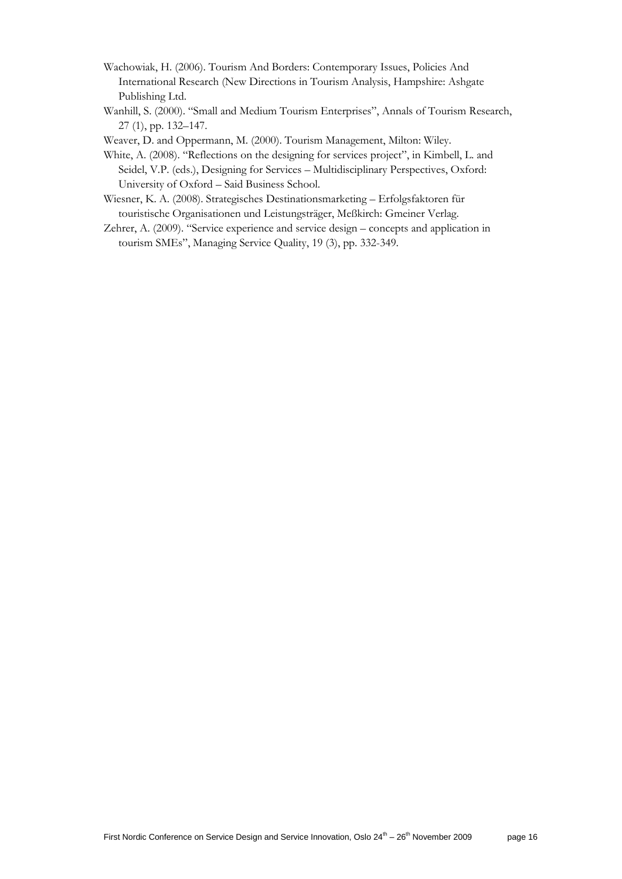Wachowiak, H. (2006). Tourism And Borders: Contemporary Issues, Policies And International Research (New Directions in Tourism Analysis, Hampshire: Ashgate Publishing Ltd.

Wanhill, S. (2000). "Small and Medium Tourism Enterprises", Annals of Tourism Research, 27 (1), pp. 132–147.

Weaver, D. and Oppermann, M. (2000). Tourism Management, Milton: Wiley.

White, A. (2008). "Reflections on the designing for services project", in Kimbell, L. and Seidel, V.P. (eds.), Designing for Services – Multidisciplinary Perspectives, Oxford: University of Oxford – Said Business School.

Wiesner, K. A. (2008). Strategisches Destinationsmarketing – Erfolgsfaktoren für touristische Organisationen und Leistungsträger, Meßkirch: Gmeiner Verlag.

Zehrer, A. (2009). "Service experience and service design – concepts and application in tourism SMEs", Managing Service Quality, 19 (3), pp. 332-349.